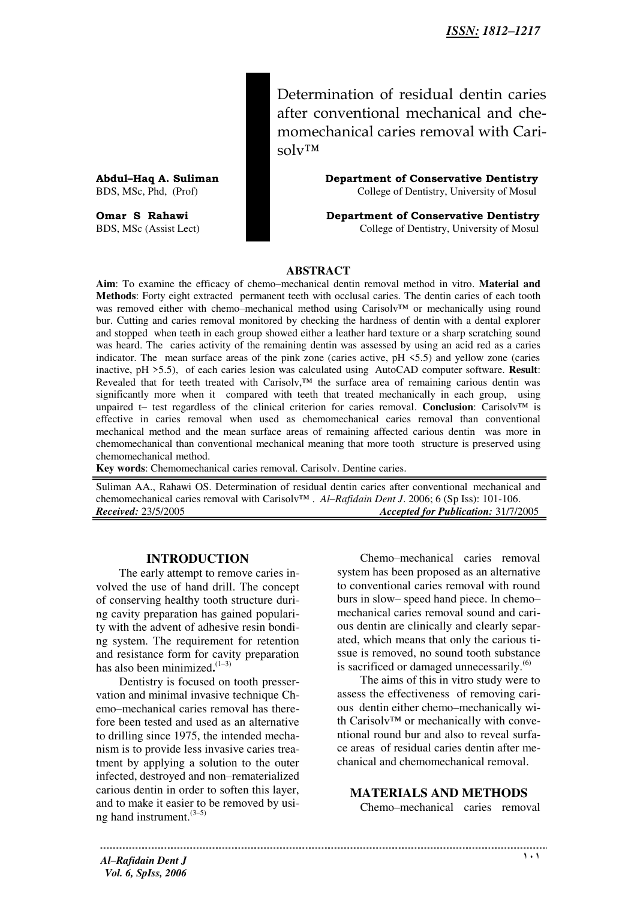# Determination of residual dentin caries after conventional mechanical and chemomechanical caries removal with Carisolv™

**Abdul–Haq A. Suliman**
BDS, MSc, Phd, (Prof)
**Department of Conservative Dentistry**
College of Dentistry, University of Mosul

**Omar S Rahawi**
BDS, MSc (Assist Lect)
**Department of Conservative Dentistry**
College of Dentistry, University of Mosul

## ABSTRACT

**Aim**: To examine the efficacy of chemo–mechanical dentin removal method in vitro. **Material and Methods**: Forty eight extracted permanent teeth with occlusal caries. The dentin caries of each tooth was removed either with chemo–mechanical method using Carisolv™ or mechanically using round bur. Cutting and caries removal monitored by checking the hardness of dentin with a dental explorer and stopped when teeth in each group showed either a leather hard texture or a sharp scratching sound was heard. The caries activity of the remaining dentin was assessed by using an acid red as a caries indicator. The mean surface areas of the pink zone (caries active, pH <5.5) and yellow zone (caries inactive, pH >5.5), of each caries lesion was calculated using AutoCAD computer software. **Result**: Revealed that for teeth treated with Carisolv,™ the surface area of remaining carious dentin was significantly more when it compared with teeth that treated mechanically in each group, using unpaired t– test regardless of the clinical criterion for caries removal. **Conclusion**: Carisolv™ is effective in caries removal when used as chemomechanical caries removal than conventional mechanical method and the mean surface areas of remaining affected carious dentin was more in chemomechanical than conventional mechanical meaning that more tooth structure is preserved using chemomechanical method.

**Key words**: Chemomechanical caries removal. Carisolv. Dentine caries.

Suliman AA., Rahawi OS. Determination of residual dentin caries after conventional mechanical and chemomechanical caries removal with Carisolv™ . *Al–Rafidain Dent J*. 2006; 6 (Sp Iss): 101-106.
***Received:*** 23/5/2005 ***Accepted for Publication:*** 31/7/2005

## INTRODUCTION

The early attempt to remove caries involved the use of hand drill. The concept of conserving healthy tooth structure during cavity preparation has gained popularity with the advent of adhesive resin bonding system. The requirement for retention and resistance form for cavity preparation has also been minimized.[1–3]

Dentistry is focused on tooth presservation and minimal invasive technique Chemo–mechanical caries removal has therefore been tested and used as an alternative to drilling since 1975, the intended mechanism is to provide less invasive caries treatment by applying a solution to the outer infected, destroyed and non–rematerialized carious dentin in order to soften this layer, and to make it easier to be removed by using hand instrument.[3–5]

Chemo–mechanical caries removal system has been proposed as an alternative to conventional caries removal with round burs in slow– speed hand piece. In chemo–mechanical caries removal sound and carious dentin are clinically and clearly separated, which means that only the carious tissue is removed, no sound tooth substance is sacrificed or damaged unnecessarily.[6]

The aims of this in vitro study were to assess the effectiveness of removing carious dentin either chemo–mechanically with Carisolv™ or mechanically with conventional round bur and also to reveal surface areas of residual caries dentin after mechanical and chemomechanical removal.

## MATERIALS AND METHODS

Chemo–mechanical caries removal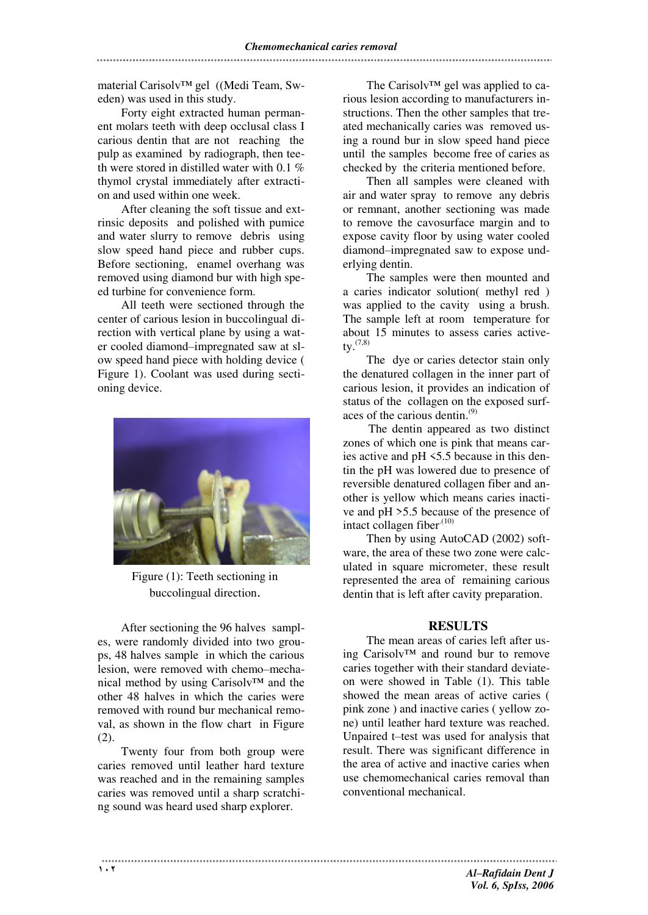material Carisolv™ gel ((Medi Team, Sweden) was used in this study.

Forty eight extracted human permanent molars teeth with deep occlusal class I carious dentin that are not reaching the pulp as examined by radiograph, then teeth were stored in distilled water with 0.1 % thymol crystal immediately after extraction and used within one week.

After cleaning the soft tissue and extrinsic deposits and polished with pumice and water slurry to remove debris using slow speed hand piece and rubber cups. Before sectioning, enamel overhang was removed using diamond bur with high speed turbine for convenience form.

All teeth were sectioned through the center of carious lesion in buccolingual direction with vertical plane by using a water cooled diamond–impregnated saw at slow speed hand piece with holding device ( Figure 1). Coolant was used during sectioning device.

Figure (1): Teeth sectioning in buccolingual direction.

After sectioning the 96 halves samples, were randomly divided into two groups, 48 halves sample in which the carious lesion, were removed with chemo–mechanical method by using Carisolv™ and the other 48 halves in which the caries were removed with round bur mechanical removal, as shown in the flow chart in Figure (2).

Twenty four from both group were caries removed until leather hard texture was reached and in the remaining samples caries was removed until a sharp scratching sound was heard used sharp explorer.

The Carisolv™ gel was applied to carious lesion according to manufacturers instructions. Then the other samples that treated mechanically caries was removed using a round bur in slow speed hand piece until the samples become free of caries as checked by the criteria mentioned before.

Then all samples were cleaned with air and water spray to remove any debris or remnant, another sectioning was made to remove the cavosurface margin and to expose cavity floor by using water cooled diamond–impregnated saw to expose underlying dentin.

The samples were then mounted and a caries indicator solution( methyl red ) was applied to the cavity using a brush. The sample left at room temperature for about 15 minutes to assess caries activety.[7,8]

The dye or caries detector stain only the denatured collagen in the inner part of carious lesion, it provides an indication of status of the collagen on the exposed surfaces of the carious dentin.[9]

The dentin appeared as two distinct zones of which one is pink that means caries active and pH <5.5 because in this dentin the pH was lowered due to presence of reversible denatured collagen fiber and another is yellow which means caries inactive and pH >5.5 because of the presence of intact collagen fiber.[10]

Then by using AutoCAD (2002) software, the area of these two zone were calculated in square micrometer, these result represented the area of remaining carious dentin that is left after cavity preparation.

## RESULTS

The mean areas of caries left after using Carisolv™ and round bur to remove caries together with their standard deviateon were showed in Table (1). This table showed the mean areas of active caries ( pink zone ) and inactive caries ( yellow zone) until leather hard texture was reached. Unpaired t–test was used for analysis that result. There was significant difference in the area of active and inactive caries when use chemomechanical caries removal than conventional mechanical.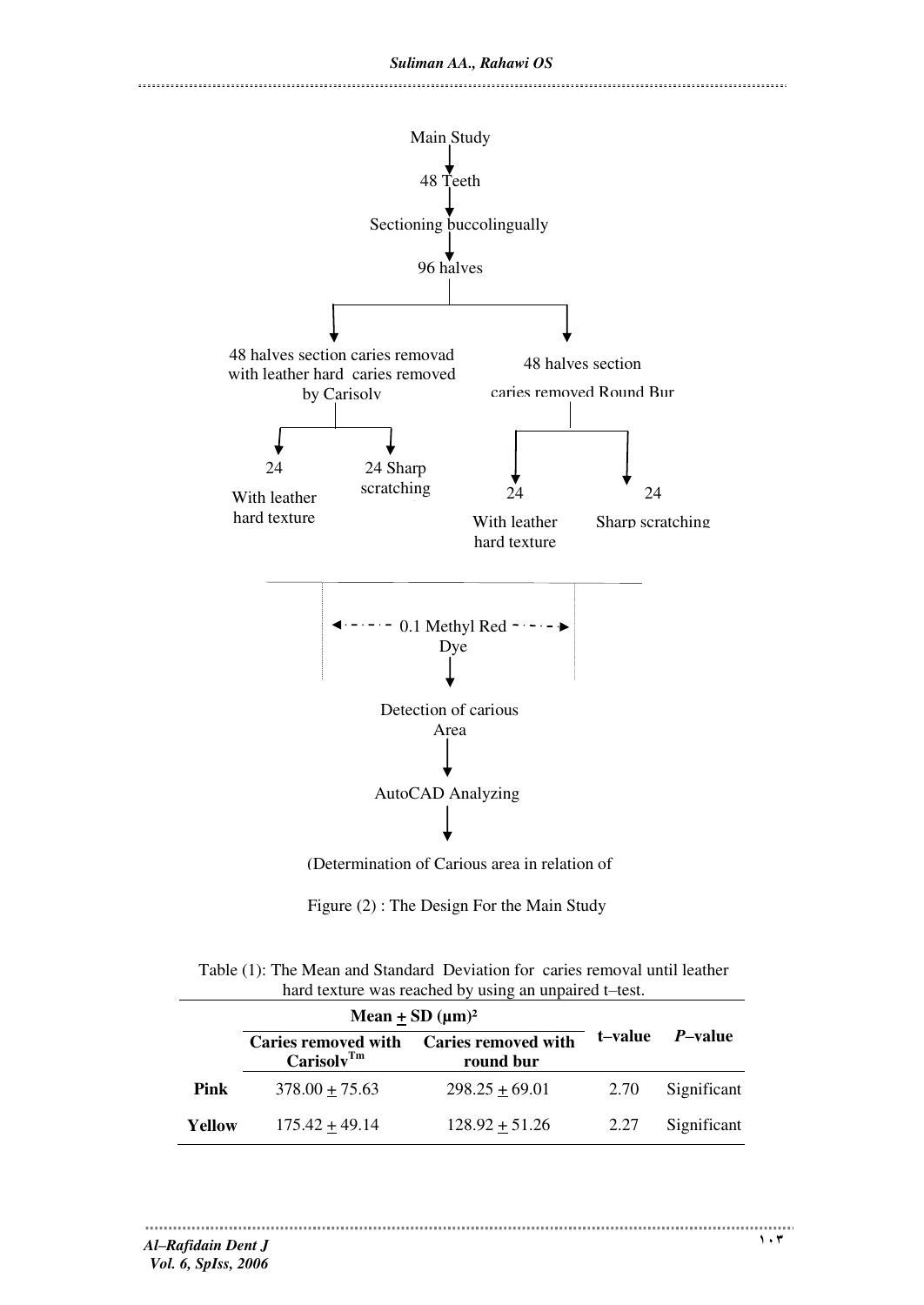Main Study

48 Teeth

Sectioning buccolingually

96 halves

48 halves section caries removad with leather hard caries removed by Carisolv

24 With leather hard texture

24 Sharp scratching

48 halves section caries removed Round Bur

24 With leather hard texture

24 Sharp scratching

0.1 Methyl Red Dye

Detection of carious Area

AutoCAD Analyzing

(Determination of Carious area in relation of

Figure (2) : The Design For the Main Study

Table (1): The Mean and Standard Deviation for caries removal until leather hard texture was reached by using an unpaired t–test.

| | Mean ± SD (µm)² | | t–value | *P*–value |
|---|---|---|---|---|
| | **Caries removed with Carisolv™** | **Caries removed with round bur** | | |
| **Pink** | 378.00 ± 75.63 | 298.25 ± 69.01 | 2.70 | Significant |
| **Yellow** | 175.42 ± 49.14 | 128.92 ± 51.26 | 2.27 | Significant |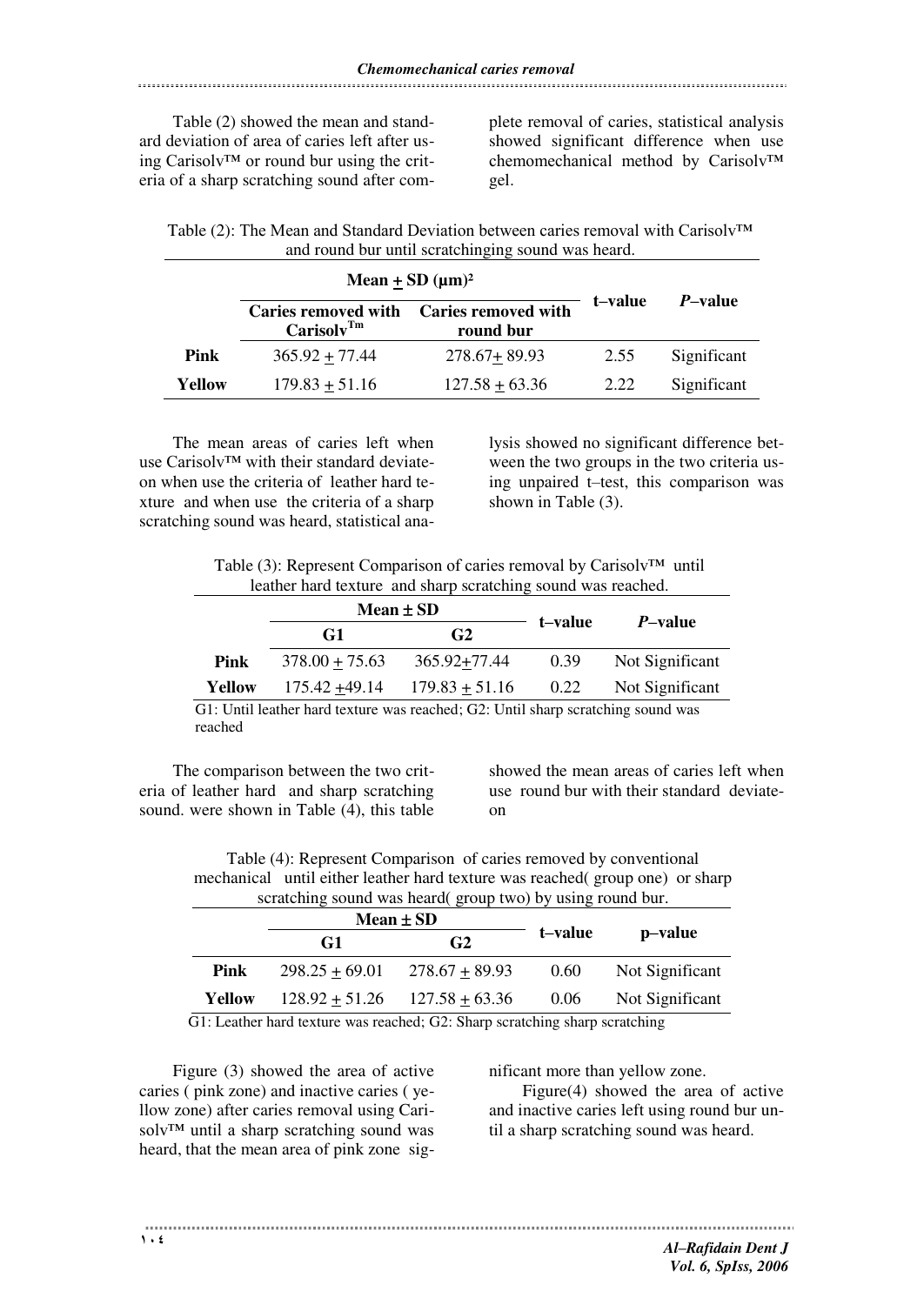Table (2) showed the mean and standard deviation of area of caries left after using Carisolv™ or round bur using the criteria of a sharp scratching sound after complete removal of caries, statistical analysis showed significant difference when use chemomechanical method by Carisolv™ gel.

Table (2): The Mean and Standard Deviation between caries removal with Carisolv™ and round bur until scratchinging sound was heard.

| | Mean ± SD (μm)² | | t–value | *P*–value |
|---|---|---|---|---|
| | **Caries removed with Carisolv™** | **Caries removed with round bur** | | |
| **Pink** | 365.92 ± 77.44 | 278.67± 89.93 | 2.55 | Significant |
| **Yellow** | 179.83 ± 51.16 | 127.58 ± 63.36 | 2.22 | Significant |

The mean areas of caries left when use Carisolv™ with their standard deviateon when use the criteria of leather hard texture and when use the criteria of a sharp scratching sound was heard, statistical analysis showed no significant difference between the two groups in the two criteria using unpaired t–test, this comparison was shown in Table (3).

Table (3): Represent Comparison of caries removal by Carisolv™ until leather hard texture and sharp scratching sound was reached.

| | Mean ± SD | | t–value | *P*–value |
|---|---|---|---|---|
| | **G1** | **G2** | | |
| **Pink** | 378.00 ± 75.63 | 365.92±77.44 | 0.39 | Not Significant |
| **Yellow** | 175.42 ±49.14 | 179.83 ± 51.16 | 0.22 | Not Significant |

G1: Until leather hard texture was reached; G2: Until sharp scratching sound was reached

The comparison between the two criteria of leather hard and sharp scratching sound. were shown in Table (4), this table showed the mean areas of caries left when use round bur with their standard deviateon

Table (4): Represent Comparison of caries removed by conventional mechanical until either leather hard texture was reached( group one) or sharp scratching sound was heard( group two) by using round bur.

| | Mean ± SD | | t–value | p–value |
|---|---|---|---|---|
| | **G1** | **G2** | | |
| **Pink** | 298.25 ± 69.01 | 278.67 ± 89.93 | 0.60 | Not Significant |
| **Yellow** | 128.92 ± 51.26 | 127.58 ± 63.36 | 0.06 | Not Significant |

G1: Leather hard texture was reached; G2: Sharp scratching sharp scratching

Figure (3) showed the area of active caries ( pink zone) and inactive caries ( yellow zone) after caries removal using Carisolv™ until a sharp scratching sound was heard, that the mean area of pink zone significant more than yellow zone.

Figure(4) showed the area of active and inactive caries left using round bur until a sharp scratching sound was heard.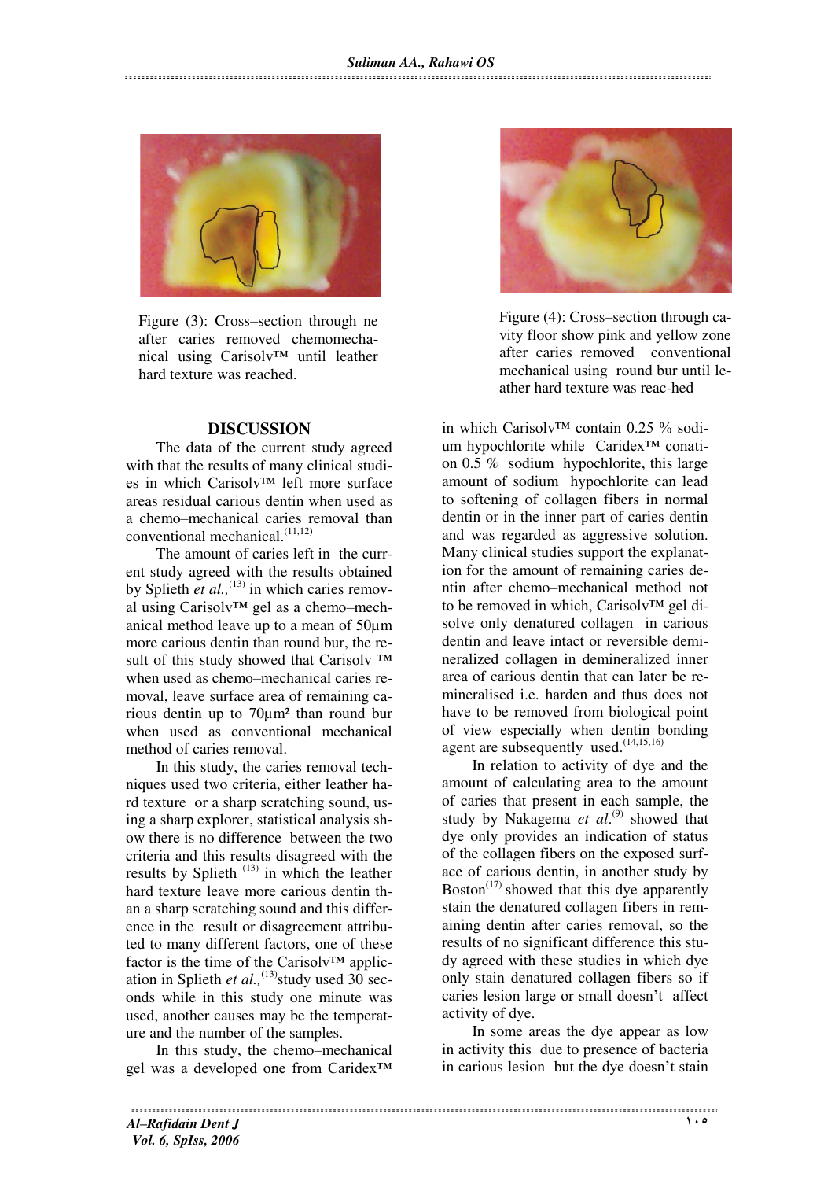Figure (3): Cross–section through ne after caries removed chemomechanical using Carisolv™ until leather hard texture was reached.

Figure (4): Cross–section through cavity floor show pink and yellow zone after caries removed conventional mechanical using round bur until leather hard texture was reac-hed

## DISCUSSION

The data of the current study agreed with that the results of many clinical studies in which Carisolv™ left more surface areas residual carious dentin when used as a chemo–mechanical caries removal than conventional mechanical.[11,12]

The amount of caries left in the current study agreed with the results obtained by Splieth *et al.,*[13] in which caries removal using Carisolv™ gel as a chemo–mechanical method leave up to a mean of 50µm more carious dentin than round bur, the result of this study showed that Carisolv ™ when used as chemo–mechanical caries removal, leave surface area of remaining carious dentin up to 70µm² than round bur when used as conventional mechanical method of caries removal.

In this study, the caries removal techniques used two criteria, either leather hard texture or a sharp scratching sound, using a sharp explorer, statistical analysis show there is no difference between the two criteria and this results disagreed with the results by Splieth [13] in which the leather hard texture leave more carious dentin than a sharp scratching sound and this difference in the result or disagreement attributed to many different factors, one of these factor is the time of the Carisolv™ application in Splieth *et al.,*[13] study used 30 seconds while in this study one minute was used, another causes may be the temperature and the number of the samples.

In this study, the chemo–mechanical gel was a developed one from Caridex™ in which Carisolv™ contain 0.25 % sodium hypochlorite while Caridex™ contain 0.5 % sodium hypochlorite, this large amount of sodium hypochlorite can lead to softening of collagen fibers in normal dentin or in the inner part of caries dentin and was regarded as aggressive solution. Many clinical studies support the explanation for the amount of remaining caries dentin after chemo–mechanical method not to be removed in which, Carisolv™ gel disolve only denatured collagen in carious dentin and leave intact or reversible demineralized collagen in demineralized inner area of carious dentin that can later be remineralised i.e. harden and thus does not have to be removed from biological point of view especially when dentin bonding agent are subsequently used.[14,15,16]

In relation to activity of dye and the amount of calculating area to the amount of caries that present in each sample, the study by Nakagema *et al.*[9] showed that dye only provides an indication of status of the collagen fibers on the exposed surface of carious dentin, in another study by Boston[17] showed that this dye apparently stain the denatured collagen fibers in remaining dentin after caries removal, so the results of no significant difference this study agreed with these studies in which dye only stain denatured collagen fibers so if caries lesion large or small doesn't affect activity of dye.

In some areas the dye appear as low in activity this due to presence of bacteria in carious lesion but the dye doesn't stain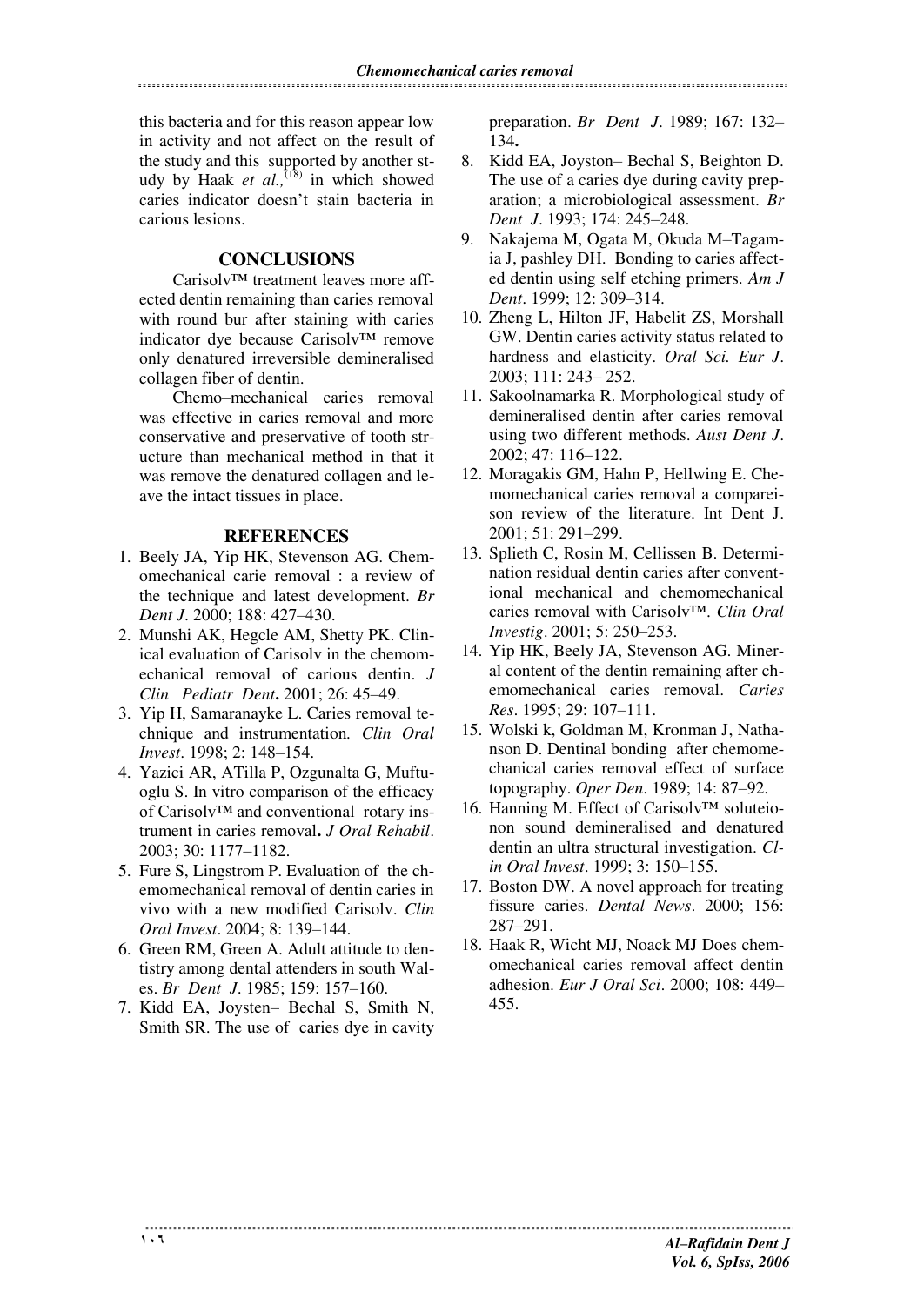this bacteria and for this reason appear low in activity and not affect on the result of the study and this supported by another study by Haak *et al.,*[18] in which showed caries indicator doesn't stain bacteria in carious lesions.

## CONCLUSIONS

Carisolv™ treatment leaves more affected dentin remaining than caries removal with round bur after staining with caries indicator dye because Carisolv™ remove only denatured irreversible demineralised collagen fiber of dentin.

Chemo–mechanical caries removal was effective in caries removal and more conservative and preservative of tooth structure than mechanical method in that it was remove the denatured collagen and leave the intact tissues in place.

## REFERENCES

1. Beely JA, Yip HK, Stevenson AG. Chemomechanical carie removal : a review of the technique and latest development. *Br Dent J*. 2000; 188: 427–430.
2. Munshi AK, Hegcle AM, Shetty PK. Clinical evaluation of Carisolv in the chemomechanical removal of carious dentin. *J Clin Pediatr Dent***.** 2001; 26: 45–49.
3. Yip H, Samaranayke L. Caries removal technique and instrumentation. *Clin Oral Invest*. 1998; 2: 148–154.
4. Yazici AR, ATilla P, Ozgunalta G, Muftuoglu S. In vitro comparison of the efficacy of Carisolv™ and conventional rotary instrument in caries removal**.** *J Oral Rehabil*. 2003; 30: 1177–1182.
5. Fure S, Lingstrom P. Evaluation of the chemomechanical removal of dentin caries in vivo with a new modified Carisolv. *Clin Oral Invest*. 2004; 8: 139–144.
6. Green RM, Green A. Adult attitude to dentistry among dental attenders in south Wales. *Br Dent J*. 1985; 159: 157–160.
7. Kidd EA, Joysten– Bechal S, Smith N, Smith SR. The use of caries dye in cavity preparation. *Br Dent J*. 1989; 167: 132–134**.**
8. Kidd EA, Joyston– Bechal S, Beighton D. The use of a caries dye during cavity preparation; a microbiological assessment. *Br Dent J*. 1993; 174: 245–248.
9. Nakajema M, Ogata M, Okuda M–Tagamia J, pashley DH. Bonding to caries affected dentin using self etching primers. *Am J Dent*. 1999; 12: 309–314.
10. Zheng L, Hilton JF, Habelit ZS, Morshall GW. Dentin caries activity status related to hardness and elasticity. *Oral Sci. Eur J*. 2003; 111: 243– 252.
11. Sakoolnamarka R. Morphological study of demineralised dentin after caries removal using two different methods. *Aust Dent J*. 2002; 47: 116–122.
12. Moragakis GM, Hahn P, Hellwing E. Chemomechanical caries removal a compareison review of the literature. Int Dent J. 2001; 51: 291–299.
13. Splieth C, Rosin M, Cellissen B. Determination residual dentin caries after conventional mechanical and chemomechanical caries removal with Carisolv™. *Clin Oral Investig*. 2001; 5: 250–253.
14. Yip HK, Beely JA, Stevenson AG. Mineral content of the dentin remaining after chemomechanical caries removal. *Caries Res*. 1995; 29: 107–111.
15. Wolski k, Goldman M, Kronman J, Nathanson D. Dentinal bonding after chemomechanical caries removal effect of surface topography. *Oper Den*. 1989; 14: 87–92.
16. Hanning M. Effect of Carisolv™ soluteionon sound demineralised and denatured dentin an ultra structural investigation. *Clin Oral Invest*. 1999; 3: 150–155.
17. Boston DW. A novel approach for treating fissure caries. *Dental News*. 2000; 156: 287–291.
18. Haak R, Wicht MJ, Noack MJ Does chemomechanical caries removal affect dentin adhesion. *Eur J Oral Sci*. 2000; 108: 449–455.